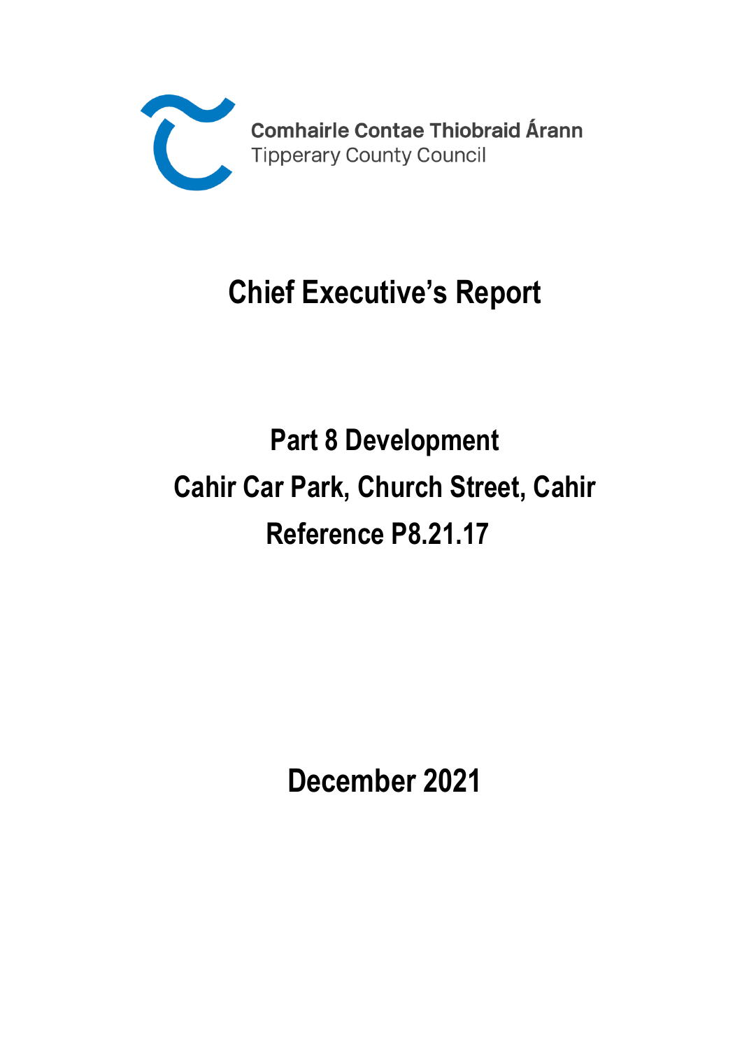Comhairle Contae Thiobraid Árann
Tipperary County Council

# Chief Executive's Report

## Part 8 Development
## Cahir Car Park, Church Street, Cahir
## Reference P8.21.17

## December 2021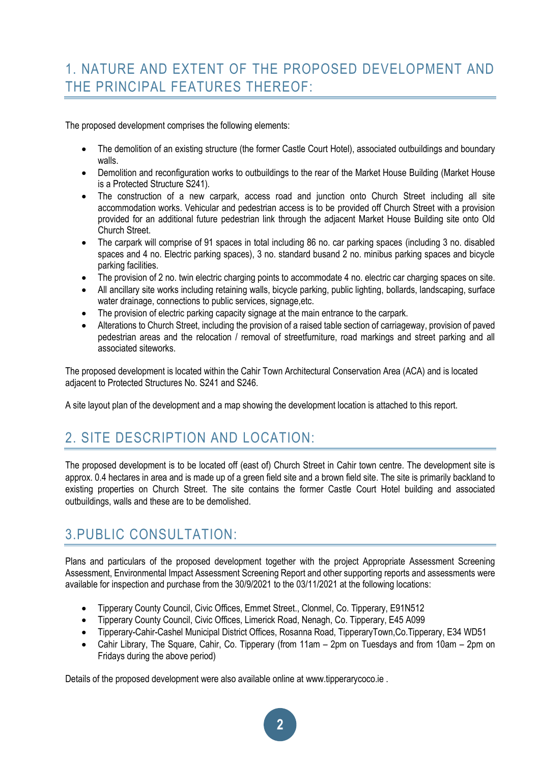## 1. NATURE AND EXTENT OF THE PROPOSED DEVELOPMENT AND THE PRINCIPAL FEATURES THEREOF:

The proposed development comprises the following elements:

- The demolition of an existing structure (the former Castle Court Hotel), associated outbuildings and boundary walls.
- Demolition and reconfiguration works to outbuildings to the rear of the Market House Building (Market House is a Protected Structure S241).
- The construction of a new carpark, access road and junction onto Church Street including all site accommodation works. Vehicular and pedestrian access is to be provided off Church Street with a provision provided for an additional future pedestrian link through the adjacent Market House Building site onto Old Church Street.
- The carpark will comprise of 91 spaces in total including 86 no. car parking spaces (including 3 no. disabled spaces and 4 no. Electric parking spaces), 3 no. standard busand 2 no. minibus parking spaces and bicycle parking facilities.
- The provision of 2 no. twin electric charging points to accommodate 4 no. electric car charging spaces on site.
- All ancillary site works including retaining walls, bicycle parking, public lighting, bollards, landscaping, surface water drainage, connections to public services, signage,etc.
- The provision of electric parking capacity signage at the main entrance to the carpark.
- Alterations to Church Street, including the provision of a raised table section of carriageway, provision of paved pedestrian areas and the relocation / removal of streetfurniture, road markings and street parking and all associated siteworks.

The proposed development is located within the Cahir Town Architectural Conservation Area (ACA) and is located adjacent to Protected Structures No. S241 and S246.

A site layout plan of the development and a map showing the development location is attached to this report.

## 2. SITE DESCRIPTION AND LOCATION:

The proposed development is to be located off (east of) Church Street in Cahir town centre. The development site is approx. 0.4 hectares in area and is made up of a green field site and a brown field site. The site is primarily backland to existing properties on Church Street. The site contains the former Castle Court Hotel building and associated outbuildings, walls and these are to be demolished.

## 3.PUBLIC CONSULTATION:

Plans and particulars of the proposed development together with the project Appropriate Assessment Screening Assessment, Environmental Impact Assessment Screening Report and other supporting reports and assessments were available for inspection and purchase from the 30/9/2021 to the 03/11/2021 at the following locations:

- Tipperary County Council, Civic Offices, Emmet Street., Clonmel, Co. Tipperary, E91N512
- Tipperary County Council, Civic Offices, Limerick Road, Nenagh, Co. Tipperary, E45 A099
- Tipperary-Cahir-Cashel Municipal District Offices, Rosanna Road, TipperaryTown,Co.Tipperary, E34 WD51
- Cahir Library, The Square, Cahir, Co. Tipperary (from 11am – 2pm on Tuesdays and from 10am – 2pm on Fridays during the above period)

Details of the proposed development were also available online at www.tipperarycoco.ie .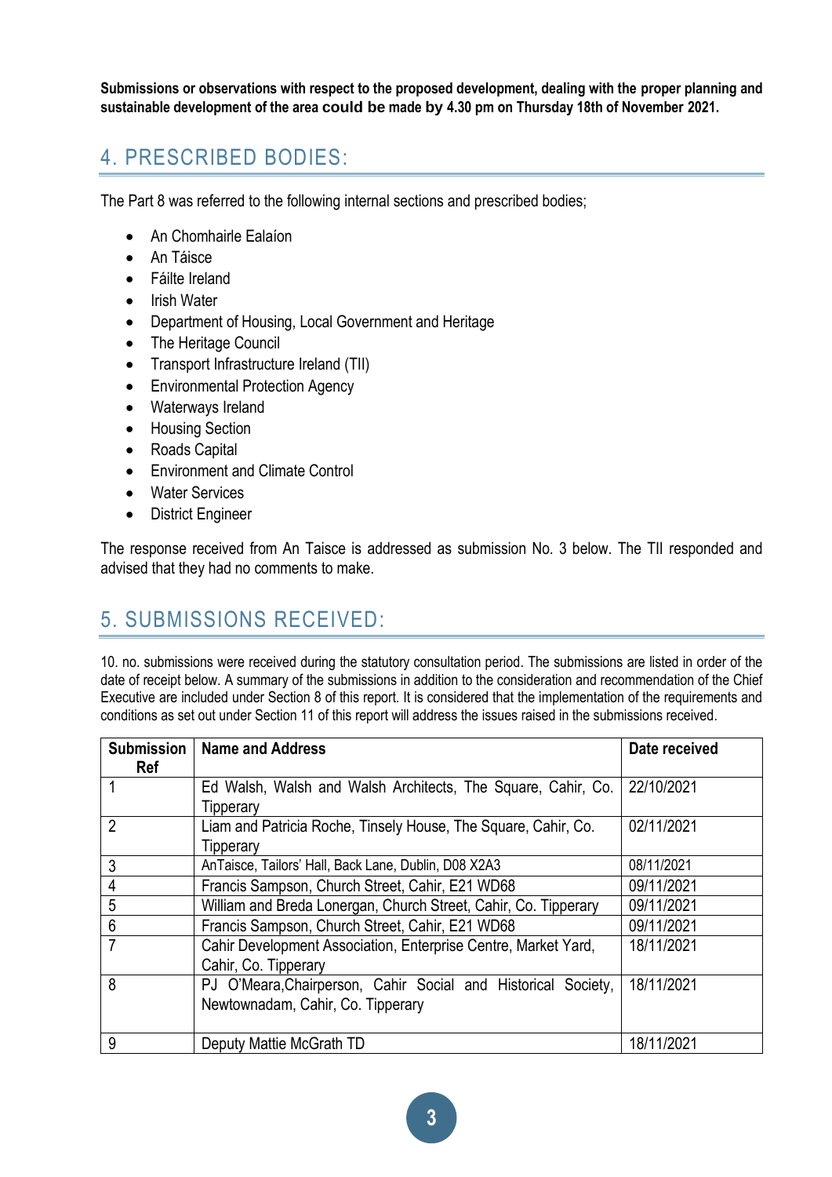**Submissions or observations with respect to the proposed development, dealing with the proper planning and sustainable development of the area could be made by 4.30 pm on Thursday 18th of November 2021.**

## 4. PRESCRIBED BODIES:

The Part 8 was referred to the following internal sections and prescribed bodies;

- An Chomhairle Ealaíon
- An Táisce
- Fáilte Ireland
- Irish Water
- Department of Housing, Local Government and Heritage
- The Heritage Council
- Transport Infrastructure Ireland (TII)
- Environmental Protection Agency
- Waterways Ireland
- Housing Section
- Roads Capital
- Environment and Climate Control
- Water Services
- District Engineer

The response received from An Taisce is addressed as submission No. 3 below. The TII responded and advised that they had no comments to make.

## 5. SUBMISSIONS RECEIVED:

10. no. submissions were received during the statutory consultation period. The submissions are listed in order of the date of receipt below. A summary of the submissions in addition to the consideration and recommendation of the Chief Executive are included under Section 8 of this report. It is considered that the implementation of the requirements and conditions as set out under Section 11 of this report will address the issues raised in the submissions received.

| Submission Ref | Name and Address | Date received |
|---|---|---|
| 1 | Ed Walsh, Walsh and Walsh Architects, The Square, Cahir, Co. Tipperary | 22/10/2021 |
| 2 | Liam and Patricia Roche, Tinsely House, The Square, Cahir, Co. Tipperary | 02/11/2021 |
| 3 | AnTaisce, Tailors' Hall, Back Lane, Dublin, D08 X2A3 | 08/11/2021 |
| 4 | Francis Sampson, Church Street, Cahir, E21 WD68 | 09/11/2021 |
| 5 | William and Breda Lonergan, Church Street, Cahir, Co. Tipperary | 09/11/2021 |
| 6 | Francis Sampson, Church Street, Cahir, E21 WD68 | 09/11/2021 |
| 7 | Cahir Development Association, Enterprise Centre, Market Yard, Cahir, Co. Tipperary | 18/11/2021 |
| 8 | PJ O'Meara,Chairperson, Cahir Social and Historical Society, Newtownadam, Cahir, Co. Tipperary | 18/11/2021 |
| 9 | Deputy Mattie McGrath TD | 18/11/2021 |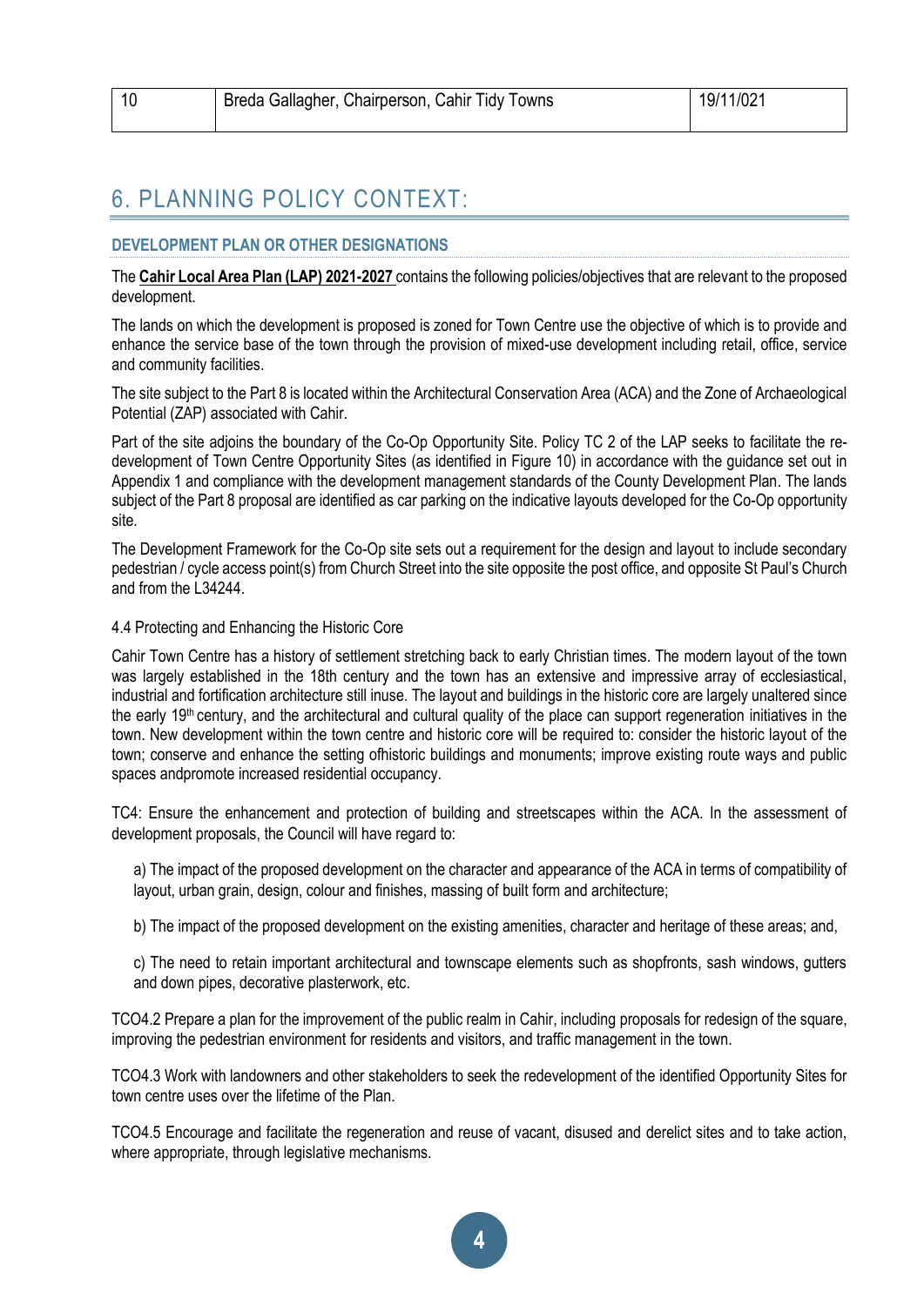| 10 | Breda Gallagher, Chairperson, Cahir Tidy Towns | 19/11/021 |
|---|---|---|

# 6. PLANNING POLICY CONTEXT:

## DEVELOPMENT PLAN OR OTHER DESIGNATIONS

The **Cahir Local Area Plan (LAP) 2021-2027** contains the following policies/objectives that are relevant to the proposed development.

The lands on which the development is proposed is zoned for Town Centre use the objective of which is to provide and enhance the service base of the town through the provision of mixed-use development including retail, office, service and community facilities.

The site subject to the Part 8 is located within the Architectural Conservation Area (ACA) and the Zone of Archaeological Potential (ZAP) associated with Cahir.

Part of the site adjoins the boundary of the Co-Op Opportunity Site. Policy TC 2 of the LAP seeks to facilitate the re-development of Town Centre Opportunity Sites (as identified in Figure 10) in accordance with the guidance set out in Appendix 1 and compliance with the development management standards of the County Development Plan. The lands subject of the Part 8 proposal are identified as car parking on the indicative layouts developed for the Co-Op opportunity site.

The Development Framework for the Co-Op site sets out a requirement for the design and layout to include secondary pedestrian / cycle access point(s) from Church Street into the site opposite the post office, and opposite St Paul's Church and from the L34244.

4.4 Protecting and Enhancing the Historic Core

Cahir Town Centre has a history of settlement stretching back to early Christian times. The modern layout of the town was largely established in the 18th century and the town has an extensive and impressive array of ecclesiastical, industrial and fortification architecture still inuse. The layout and buildings in the historic core are largely unaltered since the early 19th century, and the architectural and cultural quality of the place can support regeneration initiatives in the town. New development within the town centre and historic core will be required to: consider the historic layout of the town; conserve and enhance the setting ofhistoric buildings and monuments; improve existing route ways and public spaces andpromote increased residential occupancy.

TC4: Ensure the enhancement and protection of building and streetscapes within the ACA. In the assessment of development proposals, the Council will have regard to:

a) The impact of the proposed development on the character and appearance of the ACA in terms of compatibility of layout, urban grain, design, colour and finishes, massing of built form and architecture;

b) The impact of the proposed development on the existing amenities, character and heritage of these areas; and,

c) The need to retain important architectural and townscape elements such as shopfronts, sash windows, gutters and down pipes, decorative plasterwork, etc.

TCO4.2 Prepare a plan for the improvement of the public realm in Cahir, including proposals for redesign of the square, improving the pedestrian environment for residents and visitors, and traffic management in the town.

TCO4.3 Work with landowners and other stakeholders to seek the redevelopment of the identified Opportunity Sites for town centre uses over the lifetime of the Plan.

TCO4.5 Encourage and facilitate the regeneration and reuse of vacant, disused and derelict sites and to take action, where appropriate, through legislative mechanisms.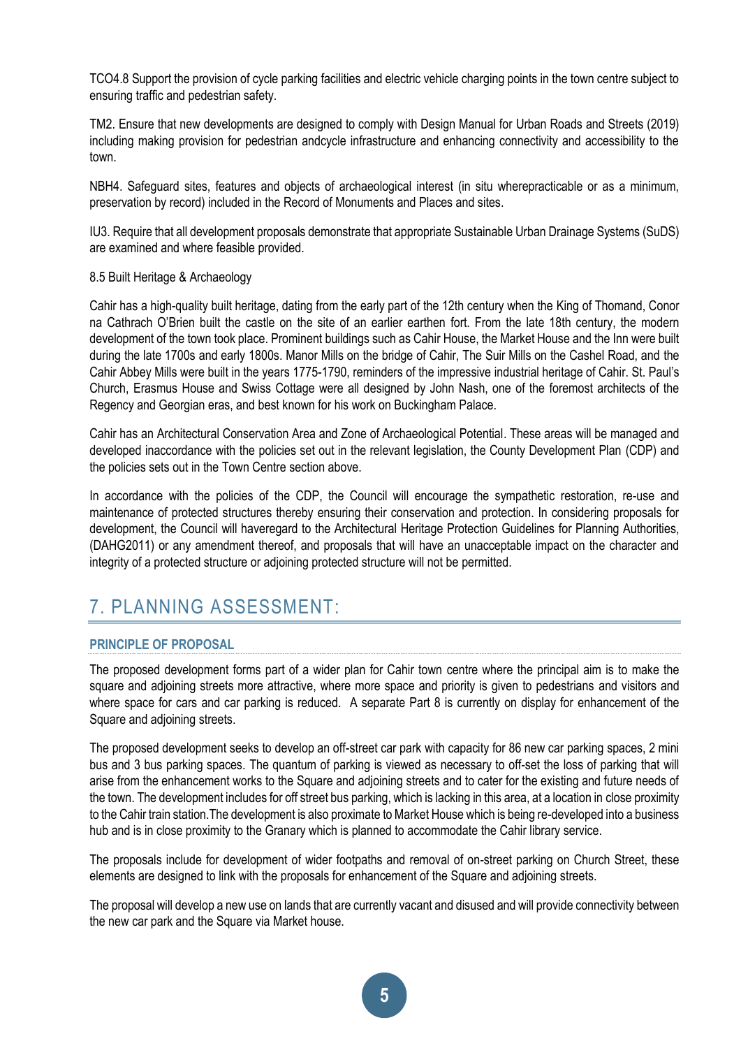TCO4.8 Support the provision of cycle parking facilities and electric vehicle charging points in the town centre subject to ensuring traffic and pedestrian safety.

TM2. Ensure that new developments are designed to comply with Design Manual for Urban Roads and Streets (2019) including making provision for pedestrian andcycle infrastructure and enhancing connectivity and accessibility to the town.

NBH4. Safeguard sites, features and objects of archaeological interest (in situ wherepracticable or as a minimum, preservation by record) included in the Record of Monuments and Places and sites.

IU3. Require that all development proposals demonstrate that appropriate Sustainable Urban Drainage Systems (SuDS) are examined and where feasible provided.

8.5 Built Heritage & Archaeology

Cahir has a high-quality built heritage, dating from the early part of the 12th century when the King of Thomand, Conor na Cathrach O'Brien built the castle on the site of an earlier earthen fort. From the late 18th century, the modern development of the town took place. Prominent buildings such as Cahir House, the Market House and the Inn were built during the late 1700s and early 1800s. Manor Mills on the bridge of Cahir, The Suir Mills on the Cashel Road, and the Cahir Abbey Mills were built in the years 1775-1790, reminders of the impressive industrial heritage of Cahir. St. Paul's Church, Erasmus House and Swiss Cottage were all designed by John Nash, one of the foremost architects of the Regency and Georgian eras, and best known for his work on Buckingham Palace.

Cahir has an Architectural Conservation Area and Zone of Archaeological Potential. These areas will be managed and developed inaccordance with the policies set out in the relevant legislation, the County Development Plan (CDP) and the policies sets out in the Town Centre section above.

In accordance with the policies of the CDP, the Council will encourage the sympathetic restoration, re-use and maintenance of protected structures thereby ensuring their conservation and protection. In considering proposals for development, the Council will haveregard to the Architectural Heritage Protection Guidelines for Planning Authorities, (DAHG2011) or any amendment thereof, and proposals that will have an unacceptable impact on the character and integrity of a protected structure or adjoining protected structure will not be permitted.

# 7. PLANNING ASSESSMENT:

### PRINCIPLE OF PROPOSAL

The proposed development forms part of a wider plan for Cahir town centre where the principal aim is to make the square and adjoining streets more attractive, where more space and priority is given to pedestrians and visitors and where space for cars and car parking is reduced. A separate Part 8 is currently on display for enhancement of the Square and adjoining streets.

The proposed development seeks to develop an off-street car park with capacity for 86 new car parking spaces, 2 mini bus and 3 bus parking spaces. The quantum of parking is viewed as necessary to off-set the loss of parking that will arise from the enhancement works to the Square and adjoining streets and to cater for the existing and future needs of the town. The development includes for off street bus parking, which is lacking in this area, at a location in close proximity to the Cahir train station.The development is also proximate to Market House which is being re-developed into a business hub and is in close proximity to the Granary which is planned to accommodate the Cahir library service.

The proposals include for development of wider footpaths and removal of on-street parking on Church Street, these elements are designed to link with the proposals for enhancement of the Square and adjoining streets.

The proposal will develop a new use on lands that are currently vacant and disused and will provide connectivity between the new car park and the Square via Market house.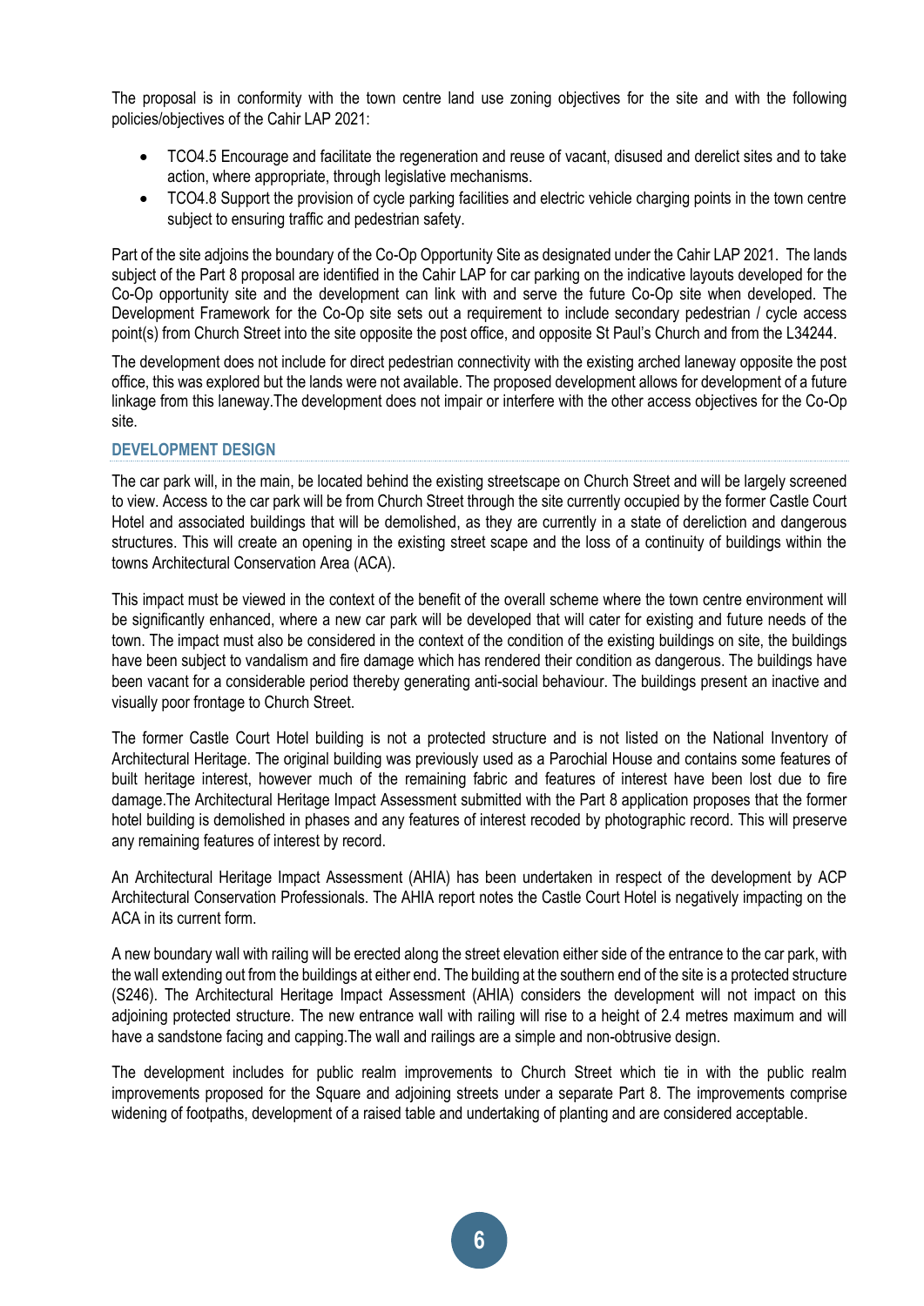The proposal is in conformity with the town centre land use zoning objectives for the site and with the following policies/objectives of the Cahir LAP 2021:

- TCO4.5 Encourage and facilitate the regeneration and reuse of vacant, disused and derelict sites and to take action, where appropriate, through legislative mechanisms.
- TCO4.8 Support the provision of cycle parking facilities and electric vehicle charging points in the town centre subject to ensuring traffic and pedestrian safety.

Part of the site adjoins the boundary of the Co-Op Opportunity Site as designated under the Cahir LAP 2021. The lands subject of the Part 8 proposal are identified in the Cahir LAP for car parking on the indicative layouts developed for the Co-Op opportunity site and the development can link with and serve the future Co-Op site when developed. The Development Framework for the Co-Op site sets out a requirement to include secondary pedestrian / cycle access point(s) from Church Street into the site opposite the post office, and opposite St Paul's Church and from the L34244.

The development does not include for direct pedestrian connectivity with the existing arched laneway opposite the post office, this was explored but the lands were not available. The proposed development allows for development of a future linkage from this laneway.The development does not impair or interfere with the other access objectives for the Co-Op site.

## DEVELOPMENT DESIGN

The car park will, in the main, be located behind the existing streetscape on Church Street and will be largely screened to view. Access to the car park will be from Church Street through the site currently occupied by the former Castle Court Hotel and associated buildings that will be demolished, as they are currently in a state of dereliction and dangerous structures. This will create an opening in the existing street scape and the loss of a continuity of buildings within the towns Architectural Conservation Area (ACA).

This impact must be viewed in the context of the benefit of the overall scheme where the town centre environment will be significantly enhanced, where a new car park will be developed that will cater for existing and future needs of the town. The impact must also be considered in the context of the condition of the existing buildings on site, the buildings have been subject to vandalism and fire damage which has rendered their condition as dangerous. The buildings have been vacant for a considerable period thereby generating anti-social behaviour. The buildings present an inactive and visually poor frontage to Church Street.

The former Castle Court Hotel building is not a protected structure and is not listed on the National Inventory of Architectural Heritage. The original building was previously used as a Parochial House and contains some features of built heritage interest, however much of the remaining fabric and features of interest have been lost due to fire damage.The Architectural Heritage Impact Assessment submitted with the Part 8 application proposes that the former hotel building is demolished in phases and any features of interest recoded by photographic record. This will preserve any remaining features of interest by record.

An Architectural Heritage Impact Assessment (AHIA) has been undertaken in respect of the development by ACP Architectural Conservation Professionals. The AHIA report notes the Castle Court Hotel is negatively impacting on the ACA in its current form.

A new boundary wall with railing will be erected along the street elevation either side of the entrance to the car park, with the wall extending out from the buildings at either end. The building at the southern end of the site is a protected structure (S246). The Architectural Heritage Impact Assessment (AHIA) considers the development will not impact on this adjoining protected structure. The new entrance wall with railing will rise to a height of 2.4 metres maximum and will have a sandstone facing and capping.The wall and railings are a simple and non-obtrusive design.

The development includes for public realm improvements to Church Street which tie in with the public realm improvements proposed for the Square and adjoining streets under a separate Part 8. The improvements comprise widening of footpaths, development of a raised table and undertaking of planting and are considered acceptable.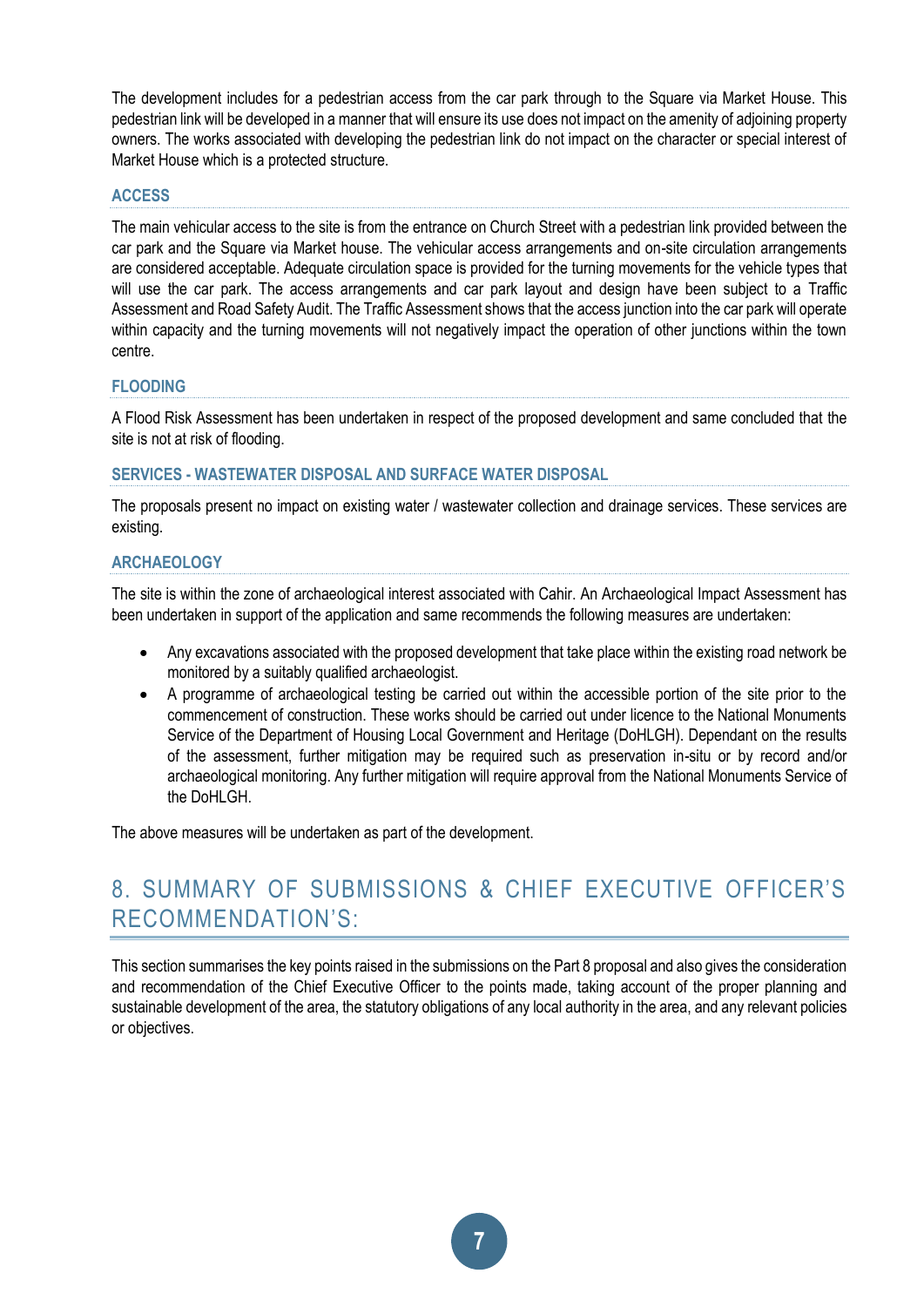The development includes for a pedestrian access from the car park through to the Square via Market House. This pedestrian link will be developed in a manner that will ensure its use does not impact on the amenity of adjoining property owners. The works associated with developing the pedestrian link do not impact on the character or special interest of Market House which is a protected structure.

### ACCESS

The main vehicular access to the site is from the entrance on Church Street with a pedestrian link provided between the car park and the Square via Market house. The vehicular access arrangements and on-site circulation arrangements are considered acceptable. Adequate circulation space is provided for the turning movements for the vehicle types that will use the car park. The access arrangements and car park layout and design have been subject to a Traffic Assessment and Road Safety Audit. The Traffic Assessment shows that the access junction into the car park will operate within capacity and the turning movements will not negatively impact the operation of other junctions within the town centre.

### FLOODING

A Flood Risk Assessment has been undertaken in respect of the proposed development and same concluded that the site is not at risk of flooding.

### SERVICES - WASTEWATER DISPOSAL AND SURFACE WATER DISPOSAL

The proposals present no impact on existing water / wastewater collection and drainage services. These services are existing.

### ARCHAEOLOGY

The site is within the zone of archaeological interest associated with Cahir. An Archaeological Impact Assessment has been undertaken in support of the application and same recommends the following measures are undertaken:

- Any excavations associated with the proposed development that take place within the existing road network be monitored by a suitably qualified archaeologist.
- A programme of archaeological testing be carried out within the accessible portion of the site prior to the commencement of construction. These works should be carried out under licence to the National Monuments Service of the Department of Housing Local Government and Heritage (DoHLGH). Dependant on the results of the assessment, further mitigation may be required such as preservation in-situ or by record and/or archaeological monitoring. Any further mitigation will require approval from the National Monuments Service of the DoHLGH.

The above measures will be undertaken as part of the development.

## 8. SUMMARY OF SUBMISSIONS & CHIEF EXECUTIVE OFFICER'S RECOMMENDATION'S:

This section summarises the key points raised in the submissions on the Part 8 proposal and also gives the consideration and recommendation of the Chief Executive Officer to the points made, taking account of the proper planning and sustainable development of the area, the statutory obligations of any local authority in the area, and any relevant policies or objectives.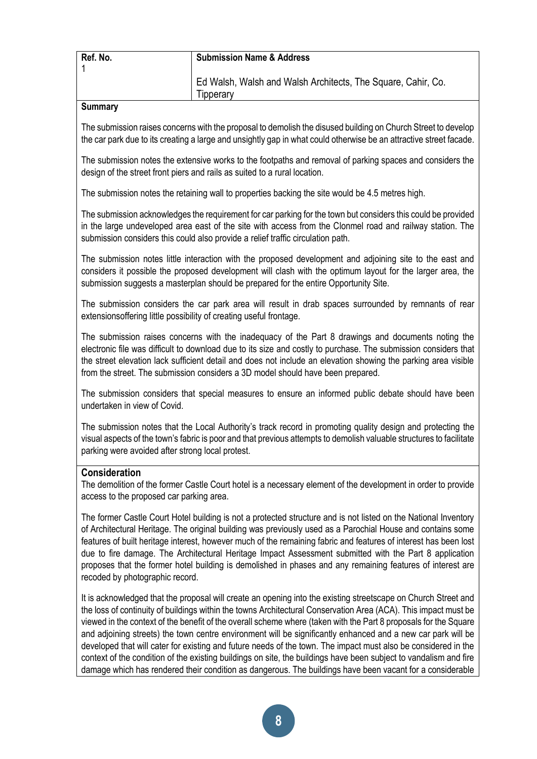| Ref. No. | Submission Name & Address |
| --- | --- |
| 1 | Ed Walsh, Walsh and Walsh Architects, The Square, Cahir, Co. Tipperary |

**Summary**

The submission raises concerns with the proposal to demolish the disused building on Church Street to develop the car park due to its creating a large and unsightly gap in what could otherwise be an attractive street facade.

The submission notes the extensive works to the footpaths and removal of parking spaces and considers the design of the street front piers and rails as suited to a rural location.

The submission notes the retaining wall to properties backing the site would be 4.5 metres high.

The submission acknowledges the requirement for car parking for the town but considers this could be provided in the large undeveloped area east of the site with access from the Clonmel road and railway station. The submission considers this could also provide a relief traffic circulation path.

The submission notes little interaction with the proposed development and adjoining site to the east and considers it possible the proposed development will clash with the optimum layout for the larger area, the submission suggests a masterplan should be prepared for the entire Opportunity Site.

The submission considers the car park area will result in drab spaces surrounded by remnants of rear extensionsoffering little possibility of creating useful frontage.

The submission raises concerns with the inadequacy of the Part 8 drawings and documents noting the electronic file was difficult to download due to its size and costly to purchase. The submission considers that the street elevation lack sufficient detail and does not include an elevation showing the parking area visible from the street. The submission considers a 3D model should have been prepared.

The submission considers that special measures to ensure an informed public debate should have been undertaken in view of Covid.

The submission notes that the Local Authority's track record in promoting quality design and protecting the visual aspects of the town's fabric is poor and that previous attempts to demolish valuable structures to facilitate parking were avoided after strong local protest.

**Consideration**

The demolition of the former Castle Court hotel is a necessary element of the development in order to provide access to the proposed car parking area.

The former Castle Court Hotel building is not a protected structure and is not listed on the National Inventory of Architectural Heritage. The original building was previously used as a Parochial House and contains some features of built heritage interest, however much of the remaining fabric and features of interest has been lost due to fire damage. The Architectural Heritage Impact Assessment submitted with the Part 8 application proposes that the former hotel building is demolished in phases and any remaining features of interest are recoded by photographic record.

It is acknowledged that the proposal will create an opening into the existing streetscape on Church Street and the loss of continuity of buildings within the towns Architectural Conservation Area (ACA). This impact must be viewed in the context of the benefit of the overall scheme where (taken with the Part 8 proposals for the Square and adjoining streets) the town centre environment will be significantly enhanced and a new car park will be developed that will cater for existing and future needs of the town. The impact must also be considered in the context of the condition of the existing buildings on site, the buildings have been subject to vandalism and fire damage which has rendered their condition as dangerous. The buildings have been vacant for a considerable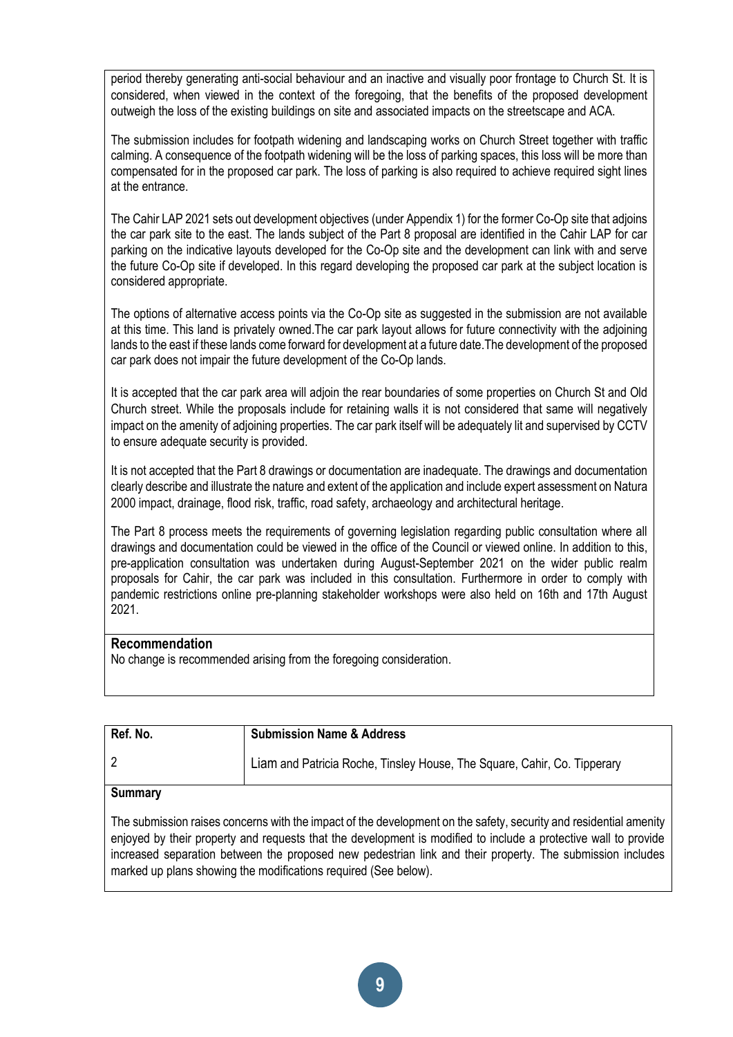period thereby generating anti-social behaviour and an inactive and visually poor frontage to Church St. It is considered, when viewed in the context of the foregoing, that the benefits of the proposed development outweigh the loss of the existing buildings on site and associated impacts on the streetscape and ACA.

The submission includes for footpath widening and landscaping works on Church Street together with traffic calming. A consequence of the footpath widening will be the loss of parking spaces, this loss will be more than compensated for in the proposed car park. The loss of parking is also required to achieve required sight lines at the entrance.

The Cahir LAP 2021 sets out development objectives (under Appendix 1) for the former Co-Op site that adjoins the car park site to the east. The lands subject of the Part 8 proposal are identified in the Cahir LAP for car parking on the indicative layouts developed for the Co-Op site and the development can link with and serve the future Co-Op site if developed. In this regard developing the proposed car park at the subject location is considered appropriate.

The options of alternative access points via the Co-Op site as suggested in the submission are not available at this time. This land is privately owned.The car park layout allows for future connectivity with the adjoining lands to the east if these lands come forward for development at a future date.The development of the proposed car park does not impair the future development of the Co-Op lands.

It is accepted that the car park area will adjoin the rear boundaries of some properties on Church St and Old Church street. While the proposals include for retaining walls it is not considered that same will negatively impact on the amenity of adjoining properties. The car park itself will be adequately lit and supervised by CCTV to ensure adequate security is provided.

It is not accepted that the Part 8 drawings or documentation are inadequate. The drawings and documentation clearly describe and illustrate the nature and extent of the application and include expert assessment on Natura 2000 impact, drainage, flood risk, traffic, road safety, archaeology and architectural heritage.

The Part 8 process meets the requirements of governing legislation regarding public consultation where all drawings and documentation could be viewed in the office of the Council or viewed online. In addition to this, pre-application consultation was undertaken during August-September 2021 on the wider public realm proposals for Cahir, the car park was included in this consultation. Furthermore in order to comply with pandemic restrictions online pre-planning stakeholder workshops were also held on 16th and 17th August 2021.

**Recommendation**

No change is recommended arising from the foregoing consideration.

| Ref. No. | Submission Name & Address |
| --- | --- |
| 2 | Liam and Patricia Roche, Tinsley House, The Square, Cahir, Co. Tipperary |

**Summary**

The submission raises concerns with the impact of the development on the safety, security and residential amenity enjoyed by their property and requests that the development is modified to include a protective wall to provide increased separation between the proposed new pedestrian link and their property. The submission includes marked up plans showing the modifications required (See below).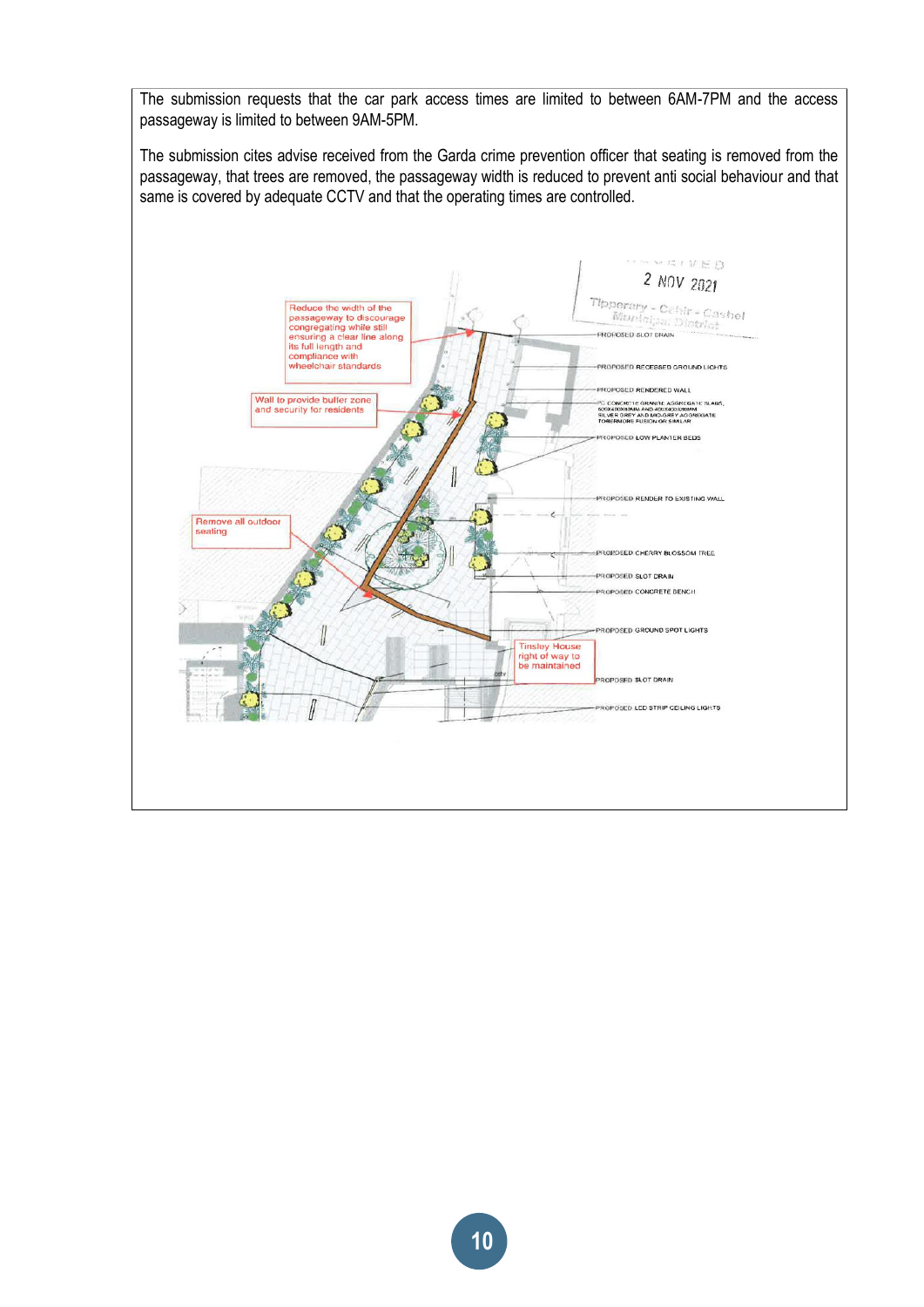The submission requests that the car park access times are limited to between 6AM-7PM and the access passageway is limited to between 9AM-5PM.

The submission cites advise received from the Garda crime prevention officer that seating is removed from the passageway, that trees are removed, the passageway width is reduced to prevent anti social behaviour and that same is covered by adequate CCTV and that the operating times are controlled.

Reduce the width of the passageway to discourage congregating while still ensuring a clear line along its full length and compliance with wheelchair standards

Wall to provide buffer zone and security for residents

Remove all outdoor seating

Tinsley House right of way to be maintained

RECEIVED 2 NOV 2021 Tipperary - Cahir - Cashel Municipal District

PROPOSED SLOT DRAIN

PROPOSED RECESSED GROUND LIGHTS

PROPOSED RENDERED WALL

PC CONCRETE GRANITE AGGREGATE SLABS, SILVER GREY AND MID-GREY AGGREGATE TOBERMORE FUSION OR SIMILAR

PROPOSED LOW PLANTER BEDS

PROPOSED RENDER TO EXISTING WALL

PROPOSED CHERRY BLOSSOM TREE

PROPOSED SLOT DRAIN

PROPOSED CONCRETE BENCH

PROPOSED GROUND SPOT LIGHTS

PROPOSED SLOT DRAIN

PROPOSED LED STRIP CEILING LIGHTS

cctv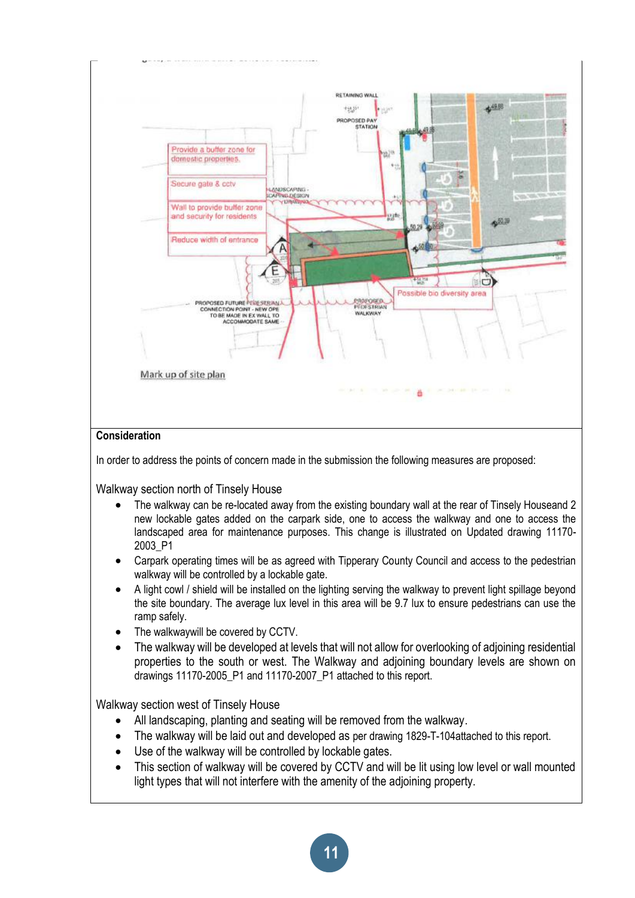Mark up of site plan

**Consideration**

In order to address the points of concern made in the submission the following measures are proposed:

Walkway section north of Tinsely House

- The walkway can be re-located away from the existing boundary wall at the rear of Tinsely Houseand 2 new lockable gates added on the carpark side, one to access the walkway and one to access the landscaped area for maintenance purposes. This change is illustrated on Updated drawing 11170-2003_P1
- Carpark operating times will be as agreed with Tipperary County Council and access to the pedestrian walkway will be controlled by a lockable gate.
- A light cowl / shield will be installed on the lighting serving the walkway to prevent light spillage beyond the site boundary. The average lux level in this area will be 9.7 lux to ensure pedestrians can use the ramp safely.
- The walkwaywill be covered by CCTV.
- The walkway will be developed at levels that will not allow for overlooking of adjoining residential properties to the south or west. The Walkway and adjoining boundary levels are shown on drawings 11170-2005_P1 and 11170-2007_P1 attached to this report.

Walkway section west of Tinsely House

- All landscaping, planting and seating will be removed from the walkway.
- The walkway will be laid out and developed as per drawing 1829-T-104attached to this report.
- Use of the walkway will be controlled by lockable gates.
- This section of walkway will be covered by CCTV and will be lit using low level or wall mounted light types that will not interfere with the amenity of the adjoining property.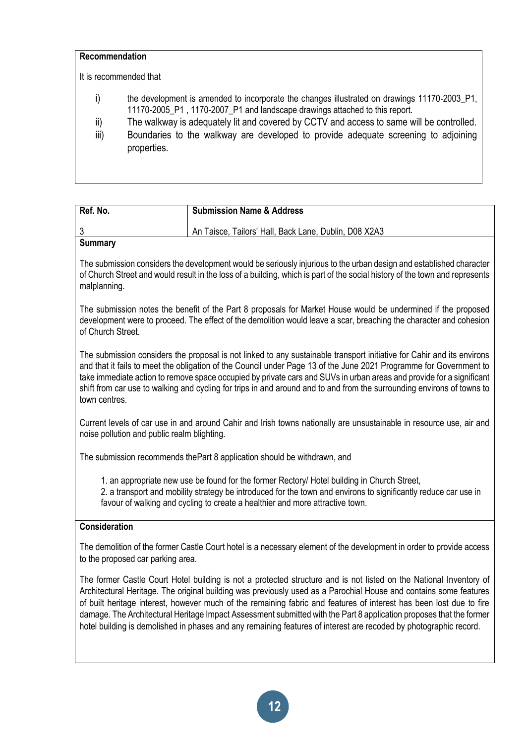**Recommendation**

It is recommended that

i) the development is amended to incorporate the changes illustrated on drawings 11170-2003_P1, 11170-2005_P1 , 1170-2007_P1 and landscape drawings attached to this report.

ii) The walkway is adequately lit and covered by CCTV and access to same will be controlled.

iii) Boundaries to the walkway are developed to provide adequate screening to adjoining properties.

| Ref. No. | Submission Name & Address |
|---|---|
| 3 | An Taisce, Tailors' Hall, Back Lane, Dublin, D08 X2A3 |

**Summary**

The submission considers the development would be seriously injurious to the urban design and established character of Church Street and would result in the loss of a building, which is part of the social history of the town and represents malplanning.

The submission notes the benefit of the Part 8 proposals for Market House would be undermined if the proposed development were to proceed. The effect of the demolition would leave a scar, breaching the character and cohesion of Church Street.

The submission considers the proposal is not linked to any sustainable transport initiative for Cahir and its environs and that it fails to meet the obligation of the Council under Page 13 of the June 2021 Programme for Government to take immediate action to remove space occupied by private cars and SUVs in urban areas and provide for a significant shift from car use to walking and cycling for trips in and around and to and from the surrounding environs of towns to town centres.

Current levels of car use in and around Cahir and Irish towns nationally are unsustainable in resource use, air and noise pollution and public realm blighting.

The submission recommends thePart 8 application should be withdrawn, and

1. an appropriate new use be found for the former Rectory/ Hotel building in Church Street,
2. a transport and mobility strategy be introduced for the town and environs to significantly reduce car use in favour of walking and cycling to create a healthier and more attractive town.

**Consideration**

The demolition of the former Castle Court hotel is a necessary element of the development in order to provide access to the proposed car parking area.

The former Castle Court Hotel building is not a protected structure and is not listed on the National Inventory of Architectural Heritage. The original building was previously used as a Parochial House and contains some features of built heritage interest, however much of the remaining fabric and features of interest has been lost due to fire damage. The Architectural Heritage Impact Assessment submitted with the Part 8 application proposes that the former hotel building is demolished in phases and any remaining features of interest are recoded by photographic record.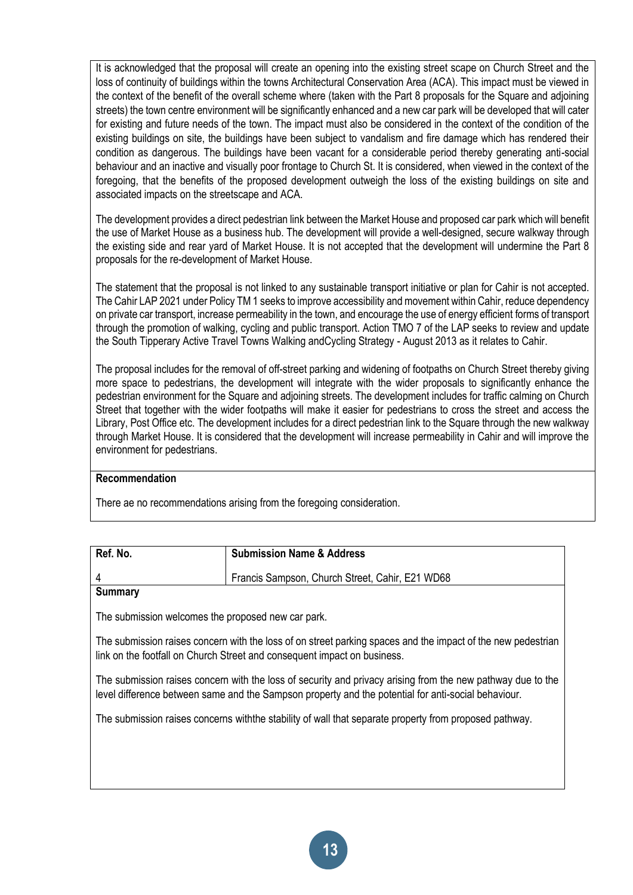It is acknowledged that the proposal will create an opening into the existing street scape on Church Street and the loss of continuity of buildings within the towns Architectural Conservation Area (ACA). This impact must be viewed in the context of the benefit of the overall scheme where (taken with the Part 8 proposals for the Square and adjoining streets) the town centre environment will be significantly enhanced and a new car park will be developed that will cater for existing and future needs of the town. The impact must also be considered in the context of the condition of the existing buildings on site, the buildings have been subject to vandalism and fire damage which has rendered their condition as dangerous. The buildings have been vacant for a considerable period thereby generating anti-social behaviour and an inactive and visually poor frontage to Church St. It is considered, when viewed in the context of the foregoing, that the benefits of the proposed development outweigh the loss of the existing buildings on site and associated impacts on the streetscape and ACA.

The development provides a direct pedestrian link between the Market House and proposed car park which will benefit the use of Market House as a business hub. The development will provide a well-designed, secure walkway through the existing side and rear yard of Market House. It is not accepted that the development will undermine the Part 8 proposals for the re-development of Market House.

The statement that the proposal is not linked to any sustainable transport initiative or plan for Cahir is not accepted. The Cahir LAP 2021 under Policy TM 1 seeks to improve accessibility and movement within Cahir, reduce dependency on private car transport, increase permeability in the town, and encourage the use of energy efficient forms of transport through the promotion of walking, cycling and public transport. Action TMO 7 of the LAP seeks to review and update the South Tipperary Active Travel Towns Walking andCycling Strategy - August 2013 as it relates to Cahir.

The proposal includes for the removal of off-street parking and widening of footpaths on Church Street thereby giving more space to pedestrians, the development will integrate with the wider proposals to significantly enhance the pedestrian environment for the Square and adjoining streets. The development includes for traffic calming on Church Street that together with the wider footpaths will make it easier for pedestrians to cross the street and access the Library, Post Office etc. The development includes for a direct pedestrian link to the Square through the new walkway through Market House. It is considered that the development will increase permeability in Cahir and will improve the environment for pedestrians.

**Recommendation**

There ae no recommendations arising from the foregoing consideration.

| Ref. No. | Submission Name & Address |
|---|---|
| 4 | Francis Sampson, Church Street, Cahir, E21 WD68 |

**Summary**

The submission welcomes the proposed new car park.

The submission raises concern with the loss of on street parking spaces and the impact of the new pedestrian link on the footfall on Church Street and consequent impact on business.

The submission raises concern with the loss of security and privacy arising from the new pathway due to the level difference between same and the Sampson property and the potential for anti-social behaviour.

The submission raises concerns withthe stability of wall that separate property from proposed pathway.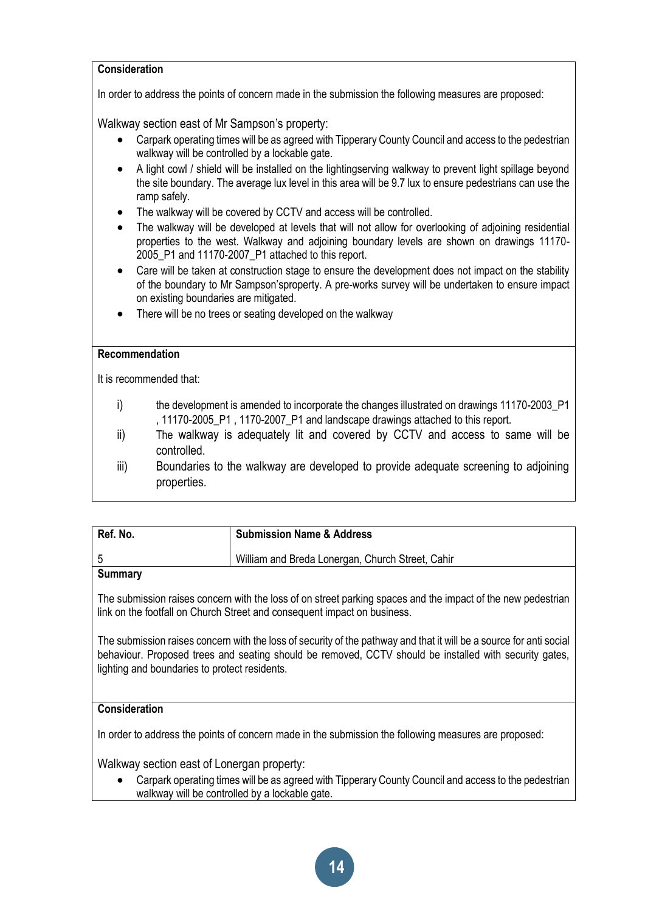**Consideration**

In order to address the points of concern made in the submission the following measures are proposed:

Walkway section east of Mr Sampson's property:

- Carpark operating times will be as agreed with Tipperary County Council and access to the pedestrian walkway will be controlled by a lockable gate.
- A light cowl / shield will be installed on the lightingserving walkway to prevent light spillage beyond the site boundary. The average lux level in this area will be 9.7 lux to ensure pedestrians can use the ramp safely.
- The walkway will be covered by CCTV and access will be controlled.
- The walkway will be developed at levels that will not allow for overlooking of adjoining residential properties to the west. Walkway and adjoining boundary levels are shown on drawings 11170-2005_P1 and 11170-2007_P1 attached to this report.
- Care will be taken at construction stage to ensure the development does not impact on the stability of the boundary to Mr Sampson'sproperty. A pre-works survey will be undertaken to ensure impact on existing boundaries are mitigated.
- There will be no trees or seating developed on the walkway

**Recommendation**

It is recommended that:

i) the development is amended to incorporate the changes illustrated on drawings 11170-2003_P1 , 11170-2005_P1 , 1170-2007_P1 and landscape drawings attached to this report.

ii) The walkway is adequately lit and covered by CCTV and access to same will be controlled.

iii) Boundaries to the walkway are developed to provide adequate screening to adjoining properties.

| Ref. No. | Submission Name & Address |
|---|---|
| 5 | William and Breda Lonergan, Church Street, Cahir |

**Summary**

The submission raises concern with the loss of on street parking spaces and the impact of the new pedestrian link on the footfall on Church Street and consequent impact on business.

The submission raises concern with the loss of security of the pathway and that it will be a source for anti social behaviour. Proposed trees and seating should be removed, CCTV should be installed with security gates, lighting and boundaries to protect residents.

**Consideration**

In order to address the points of concern made in the submission the following measures are proposed:

Walkway section east of Lonergan property:

- Carpark operating times will be as agreed with Tipperary County Council and access to the pedestrian walkway will be controlled by a lockable gate.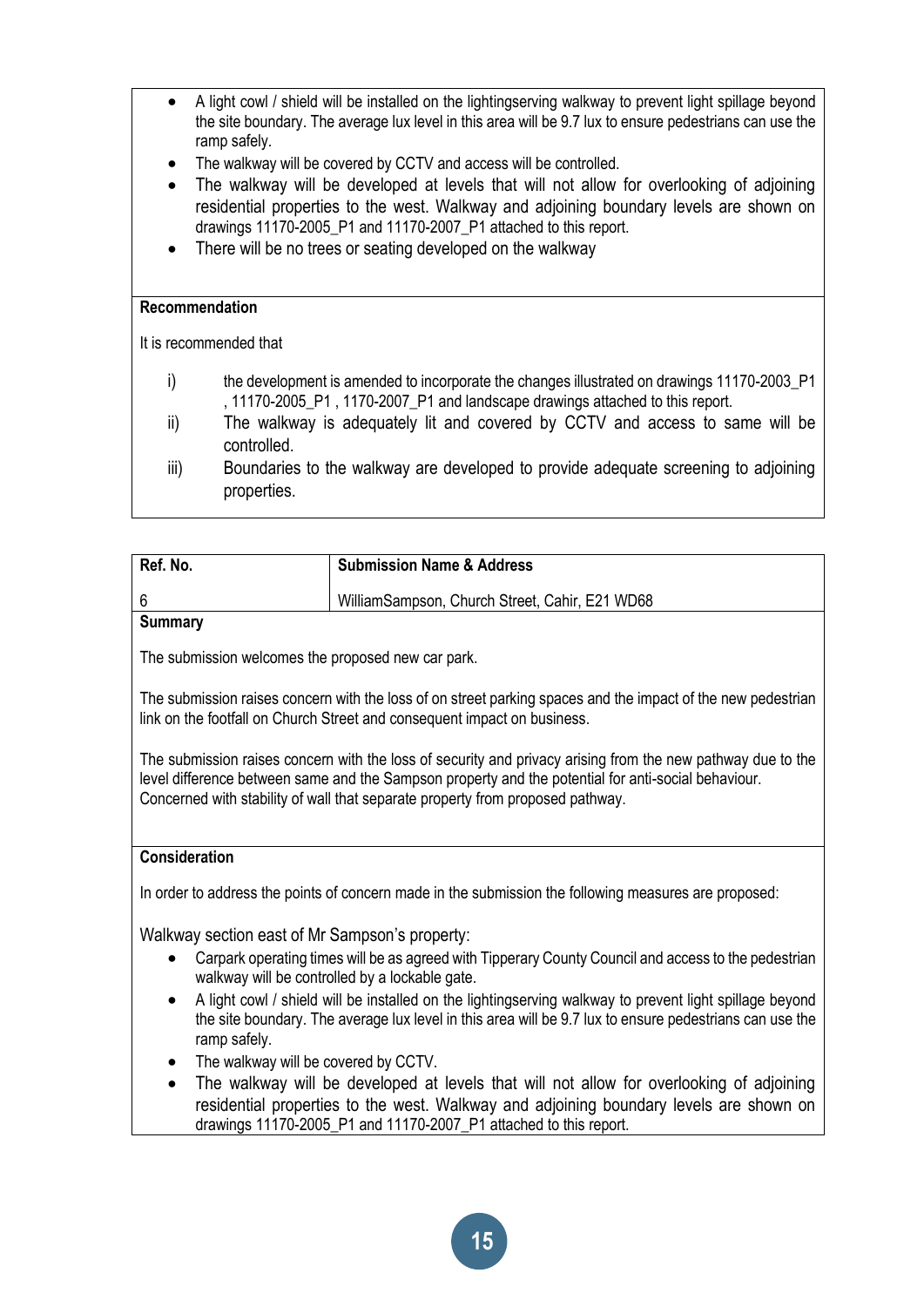- A light cowl / shield will be installed on the lightingserving walkway to prevent light spillage beyond the site boundary. The average lux level in this area will be 9.7 lux to ensure pedestrians can use the ramp safely.
- The walkway will be covered by CCTV and access will be controlled.
- The walkway will be developed at levels that will not allow for overlooking of adjoining residential properties to the west. Walkway and adjoining boundary levels are shown on drawings 11170-2005_P1 and 11170-2007_P1 attached to this report.
- There will be no trees or seating developed on the walkway

**Recommendation**

It is recommended that

i) the development is amended to incorporate the changes illustrated on drawings 11170-2003_P1 , 11170-2005_P1 , 1170-2007_P1 and landscape drawings attached to this report.

ii) The walkway is adequately lit and covered by CCTV and access to same will be controlled.

iii) Boundaries to the walkway are developed to provide adequate screening to adjoining properties.

| Ref. No. | Submission Name & Address |
|---|---|
| 6 | WilliamSampson, Church Street, Cahir, E21 WD68 |

**Summary**

The submission welcomes the proposed new car park.

The submission raises concern with the loss of on street parking spaces and the impact of the new pedestrian link on the footfall on Church Street and consequent impact on business.

The submission raises concern with the loss of security and privacy arising from the new pathway due to the level difference between same and the Sampson property and the potential for anti-social behaviour. Concerned with stability of wall that separate property from proposed pathway.

**Consideration**

In order to address the points of concern made in the submission the following measures are proposed:

Walkway section east of Mr Sampson's property:

- Carpark operating times will be as agreed with Tipperary County Council and access to the pedestrian walkway will be controlled by a lockable gate.
- A light cowl / shield will be installed on the lightingserving walkway to prevent light spillage beyond the site boundary. The average lux level in this area will be 9.7 lux to ensure pedestrians can use the ramp safely.
- The walkway will be covered by CCTV.
- The walkway will be developed at levels that will not allow for overlooking of adjoining residential properties to the west. Walkway and adjoining boundary levels are shown on drawings 11170-2005_P1 and 11170-2007_P1 attached to this report.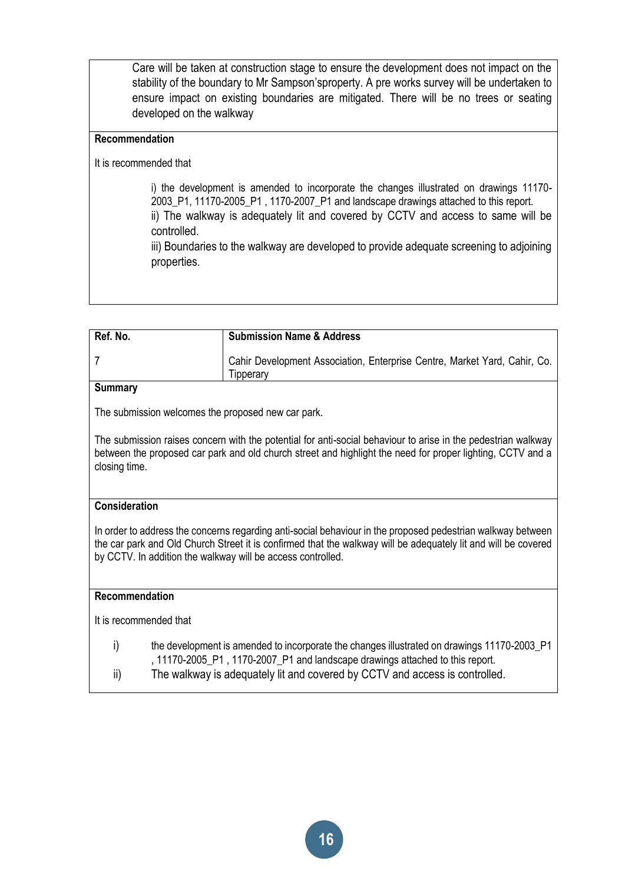Care will be taken at construction stage to ensure the development does not impact on the stability of the boundary to Mr Sampson'sproperty. A pre works survey will be undertaken to ensure impact on existing boundaries are mitigated. There will be no trees or seating developed on the walkway

**Recommendation**

It is recommended that

i) the development is amended to incorporate the changes illustrated on drawings 11170-2003_P1, 11170-2005_P1 , 1170-2007_P1 and landscape drawings attached to this report.
ii) The walkway is adequately lit and covered by CCTV and access to same will be controlled.
iii) Boundaries to the walkway are developed to provide adequate screening to adjoining properties.

| Ref. No. | Submission Name & Address |
| --- | --- |
| 7 | Cahir Development Association, Enterprise Centre, Market Yard, Cahir, Co. Tipperary |

**Summary**

The submission welcomes the proposed new car park.

The submission raises concern with the potential for anti-social behaviour to arise in the pedestrian walkway between the proposed car park and old church street and highlight the need for proper lighting, CCTV and a closing time.

**Consideration**

In order to address the concerns regarding anti-social behaviour in the proposed pedestrian walkway between the car park and Old Church Street it is confirmed that the walkway will be adequately lit and will be covered by CCTV. In addition the walkway will be access controlled.

**Recommendation**

It is recommended that

i) the development is amended to incorporate the changes illustrated on drawings 11170-2003_P1 , 11170-2005_P1 , 1170-2007_P1 and landscape drawings attached to this report.
ii) The walkway is adequately lit and covered by CCTV and access is controlled.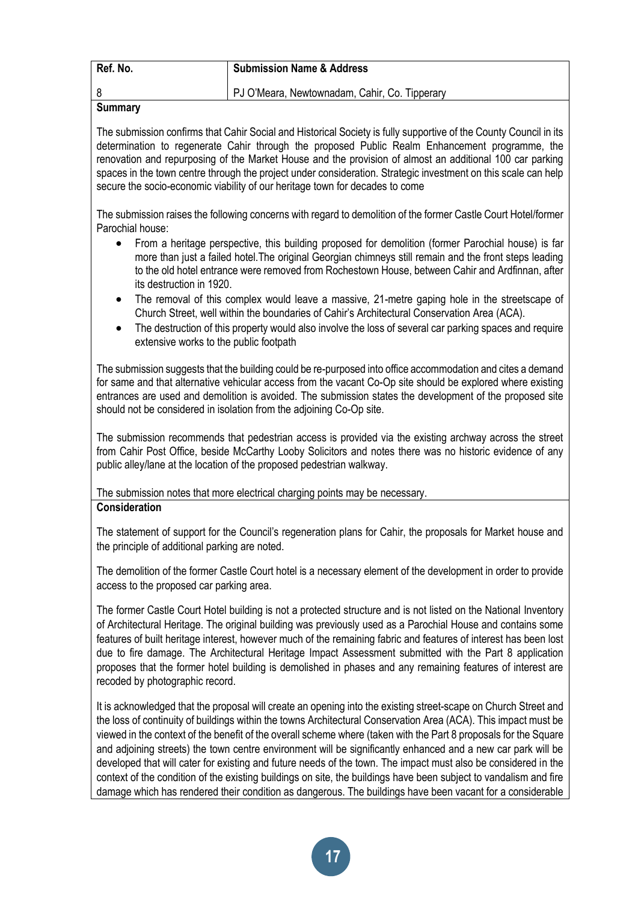| Ref. No. | Submission Name & Address |
| --- | --- |
| 8 | PJ O'Meara, Newtownadam, Cahir, Co. Tipperary |

**Summary**

The submission confirms that Cahir Social and Historical Society is fully supportive of the County Council in its determination to regenerate Cahir through the proposed Public Realm Enhancement programme, the renovation and repurposing of the Market House and the provision of almost an additional 100 car parking spaces in the town centre through the project under consideration. Strategic investment on this scale can help secure the socio-economic viability of our heritage town for decades to come

The submission raises the following concerns with regard to demolition of the former Castle Court Hotel/former Parochial house:

- From a heritage perspective, this building proposed for demolition (former Parochial house) is far more than just a failed hotel.The original Georgian chimneys still remain and the front steps leading to the old hotel entrance were removed from Rochestown House, between Cahir and Ardfinnan, after its destruction in 1920.
- The removal of this complex would leave a massive, 21-metre gaping hole in the streetscape of Church Street, well within the boundaries of Cahir's Architectural Conservation Area (ACA).
- The destruction of this property would also involve the loss of several car parking spaces and require extensive works to the public footpath

The submission suggests that the building could be re-purposed into office accommodation and cites a demand for same and that alternative vehicular access from the vacant Co-Op site should be explored where existing entrances are used and demolition is avoided. The submission states the development of the proposed site should not be considered in isolation from the adjoining Co-Op site.

The submission recommends that pedestrian access is provided via the existing archway across the street from Cahir Post Office, beside McCarthy Looby Solicitors and notes there was no historic evidence of any public alley/lane at the location of the proposed pedestrian walkway.

The submission notes that more electrical charging points may be necessary.

**Consideration**

The statement of support for the Council's regeneration plans for Cahir, the proposals for Market house and the principle of additional parking are noted.

The demolition of the former Castle Court hotel is a necessary element of the development in order to provide access to the proposed car parking area.

The former Castle Court Hotel building is not a protected structure and is not listed on the National Inventory of Architectural Heritage. The original building was previously used as a Parochial House and contains some features of built heritage interest, however much of the remaining fabric and features of interest has been lost due to fire damage. The Architectural Heritage Impact Assessment submitted with the Part 8 application proposes that the former hotel building is demolished in phases and any remaining features of interest are recoded by photographic record.

It is acknowledged that the proposal will create an opening into the existing street-scape on Church Street and the loss of continuity of buildings within the towns Architectural Conservation Area (ACA). This impact must be viewed in the context of the benefit of the overall scheme where (taken with the Part 8 proposals for the Square and adjoining streets) the town centre environment will be significantly enhanced and a new car park will be developed that will cater for existing and future needs of the town. The impact must also be considered in the context of the condition of the existing buildings on site, the buildings have been subject to vandalism and fire damage which has rendered their condition as dangerous. The buildings have been vacant for a considerable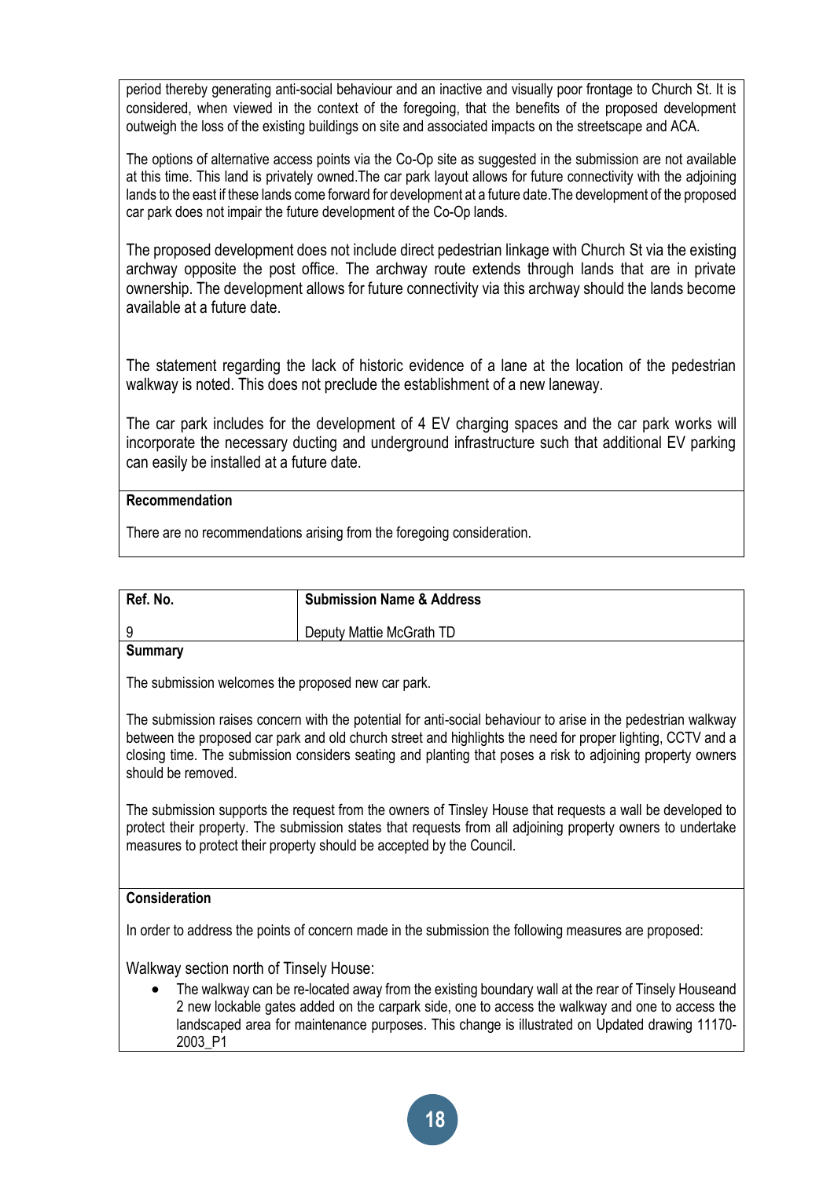period thereby generating anti-social behaviour and an inactive and visually poor frontage to Church St. It is considered, when viewed in the context of the foregoing, that the benefits of the proposed development outweigh the loss of the existing buildings on site and associated impacts on the streetscape and ACA.

The options of alternative access points via the Co-Op site as suggested in the submission are not available at this time. This land is privately owned.The car park layout allows for future connectivity with the adjoining lands to the east if these lands come forward for development at a future date.The development of the proposed car park does not impair the future development of the Co-Op lands.

The proposed development does not include direct pedestrian linkage with Church St via the existing archway opposite the post office. The archway route extends through lands that are in private ownership. The development allows for future connectivity via this archway should the lands become available at a future date.

The statement regarding the lack of historic evidence of a lane at the location of the pedestrian walkway is noted. This does not preclude the establishment of a new laneway.

The car park includes for the development of 4 EV charging spaces and the car park works will incorporate the necessary ducting and underground infrastructure such that additional EV parking can easily be installed at a future date.

**Recommendation**

There are no recommendations arising from the foregoing consideration.

| Ref. No. | Submission Name & Address |
|---|---|
| 9 | Deputy Mattie McGrath TD |

**Summary**

The submission welcomes the proposed new car park.

The submission raises concern with the potential for anti-social behaviour to arise in the pedestrian walkway between the proposed car park and old church street and highlights the need for proper lighting, CCTV and a closing time. The submission considers seating and planting that poses a risk to adjoining property owners should be removed.

The submission supports the request from the owners of Tinsley House that requests a wall be developed to protect their property. The submission states that requests from all adjoining property owners to undertake measures to protect their property should be accepted by the Council.

**Consideration**

In order to address the points of concern made in the submission the following measures are proposed:

Walkway section north of Tinsely House:

- The walkway can be re-located away from the existing boundary wall at the rear of Tinsely Houseand 2 new lockable gates added on the carpark side, one to access the walkway and one to access the landscaped area for maintenance purposes. This change is illustrated on Updated drawing 11170-2003_P1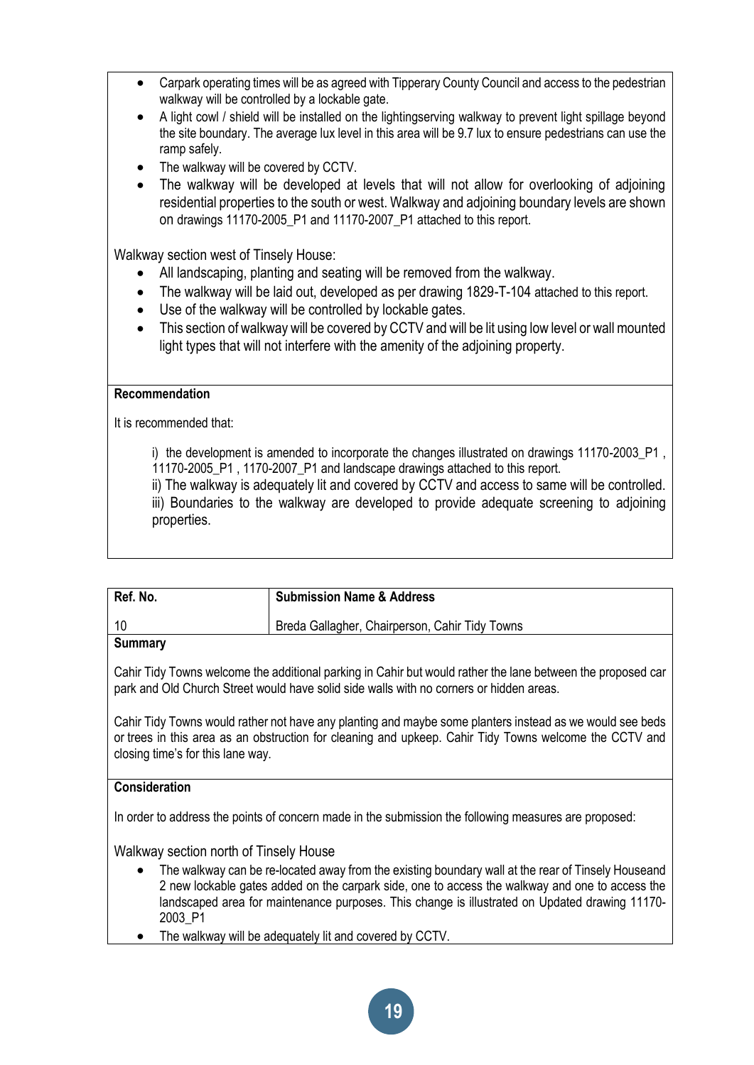- Carpark operating times will be as agreed with Tipperary County Council and access to the pedestrian walkway will be controlled by a lockable gate.
- A light cowl / shield will be installed on the lightingserving walkway to prevent light spillage beyond the site boundary. The average lux level in this area will be 9.7 lux to ensure pedestrians can use the ramp safely.
- The walkway will be covered by CCTV.
- The walkway will be developed at levels that will not allow for overlooking of adjoining residential properties to the south or west. Walkway and adjoining boundary levels are shown on drawings 11170-2005_P1 and 11170-2007_P1 attached to this report.

Walkway section west of Tinsely House:

- All landscaping, planting and seating will be removed from the walkway.
- The walkway will be laid out, developed as per drawing 1829-T-104 attached to this report.
- Use of the walkway will be controlled by lockable gates.
- This section of walkway will be covered by CCTV and will be lit using low level or wall mounted light types that will not interfere with the amenity of the adjoining property.

**Recommendation**

It is recommended that:

i) the development is amended to incorporate the changes illustrated on drawings 11170-2003_P1 , 11170-2005_P1 , 1170-2007_P1 and landscape drawings attached to this report.
ii) The walkway is adequately lit and covered by CCTV and access to same will be controlled.
iii) Boundaries to the walkway are developed to provide adequate screening to adjoining properties.

| Ref. No. | Submission Name & Address |
|---|---|
| 10 | Breda Gallagher, Chairperson, Cahir Tidy Towns |

**Summary**

Cahir Tidy Towns welcome the additional parking in Cahir but would rather the lane between the proposed car park and Old Church Street would have solid side walls with no corners or hidden areas.

Cahir Tidy Towns would rather not have any planting and maybe some planters instead as we would see beds or trees in this area as an obstruction for cleaning and upkeep. Cahir Tidy Towns welcome the CCTV and closing time's for this lane way.

**Consideration**

In order to address the points of concern made in the submission the following measures are proposed:

Walkway section north of Tinsely House

- The walkway can be re-located away from the existing boundary wall at the rear of Tinsely Houseand 2 new lockable gates added on the carpark side, one to access the walkway and one to access the landscaped area for maintenance purposes. This change is illustrated on Updated drawing 11170-2003_P1
- The walkway will be adequately lit and covered by CCTV.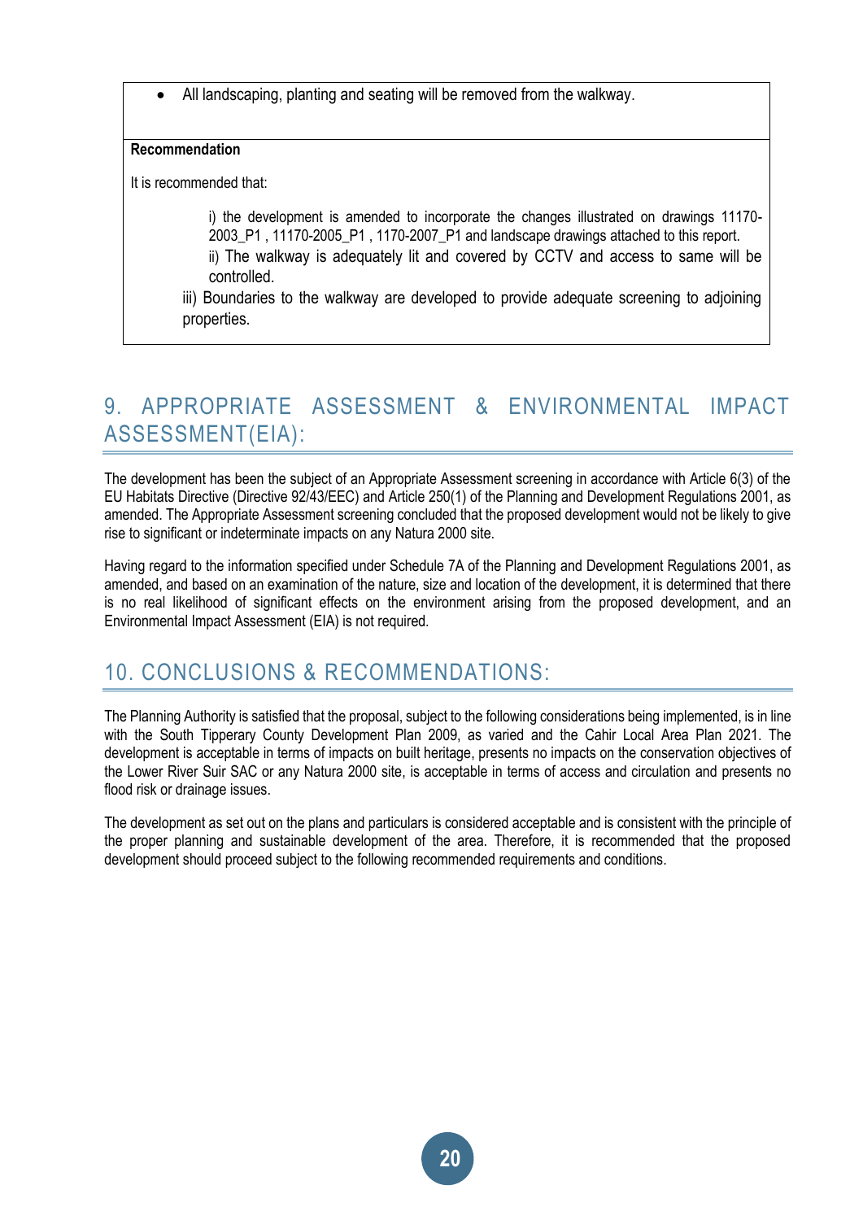- All landscaping, planting and seating will be removed from the walkway.

**Recommendation**

It is recommended that:

i) the development is amended to incorporate the changes illustrated on drawings 11170-2003_P1 , 11170-2005_P1 , 1170-2007_P1 and landscape drawings attached to this report.

ii) The walkway is adequately lit and covered by CCTV and access to same will be controlled.

iii) Boundaries to the walkway are developed to provide adequate screening to adjoining properties.

## 9. APPROPRIATE ASSESSMENT & ENVIRONMENTAL IMPACT ASSESSMENT(EIA):

The development has been the subject of an Appropriate Assessment screening in accordance with Article 6(3) of the EU Habitats Directive (Directive 92/43/EEC) and Article 250(1) of the Planning and Development Regulations 2001, as amended. The Appropriate Assessment screening concluded that the proposed development would not be likely to give rise to significant or indeterminate impacts on any Natura 2000 site.

Having regard to the information specified under Schedule 7A of the Planning and Development Regulations 2001, as amended, and based on an examination of the nature, size and location of the development, it is determined that there is no real likelihood of significant effects on the environment arising from the proposed development, and an Environmental Impact Assessment (EIA) is not required.

## 10. CONCLUSIONS & RECOMMENDATIONS:

The Planning Authority is satisfied that the proposal, subject to the following considerations being implemented, is in line with the South Tipperary County Development Plan 2009, as varied and the Cahir Local Area Plan 2021. The development is acceptable in terms of impacts on built heritage, presents no impacts on the conservation objectives of the Lower River Suir SAC or any Natura 2000 site, is acceptable in terms of access and circulation and presents no flood risk or drainage issues.

The development as set out on the plans and particulars is considered acceptable and is consistent with the principle of the proper planning and sustainable development of the area. Therefore, it is recommended that the proposed development should proceed subject to the following recommended requirements and conditions.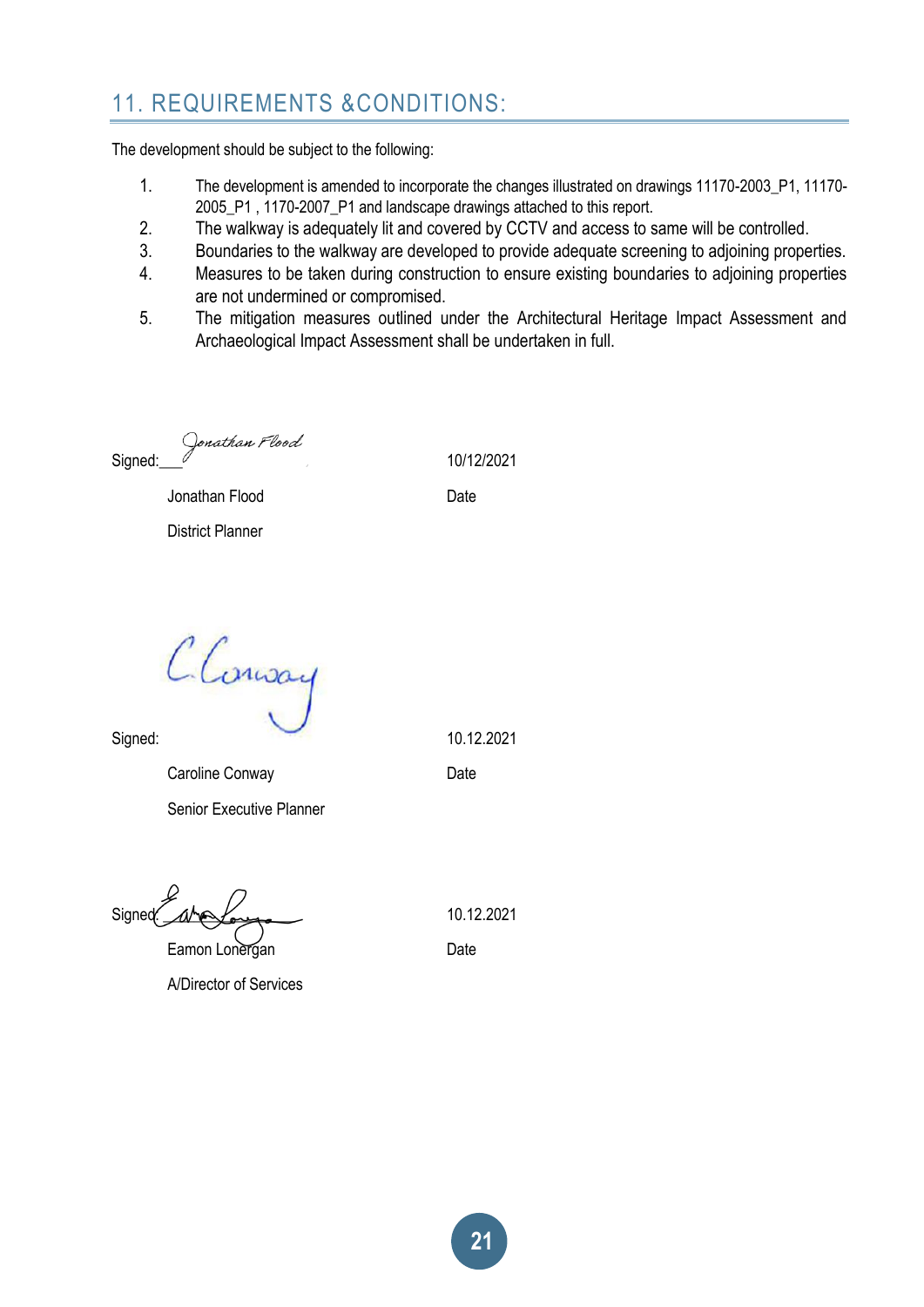## 11. REQUIREMENTS &CONDITIONS:

The development should be subject to the following:

1. The development is amended to incorporate the changes illustrated on drawings 11170-2003_P1, 11170-2005_P1 , 1170-2007_P1 and landscape drawings attached to this report.
2. The walkway is adequately lit and covered by CCTV and access to same will be controlled.
3. Boundaries to the walkway are developed to provide adequate screening to adjoining properties.
4. Measures to be taken during construction to ensure existing boundaries to adjoining properties are not undermined or compromised.
5. The mitigation measures outlined under the Architectural Heritage Impact Assessment and Archaeological Impact Assessment shall be undertaken in full.

Signed: Jonathan Flood — 10/12/2021

Jonathan Flood — Date

District Planner

Signed: C Conway — 10.12.2021

Caroline Conway — Date

Senior Executive Planner

Signed: Eamon Lonergan — 10.12.2021

Eamon Lonergan — Date

A/Director of Services